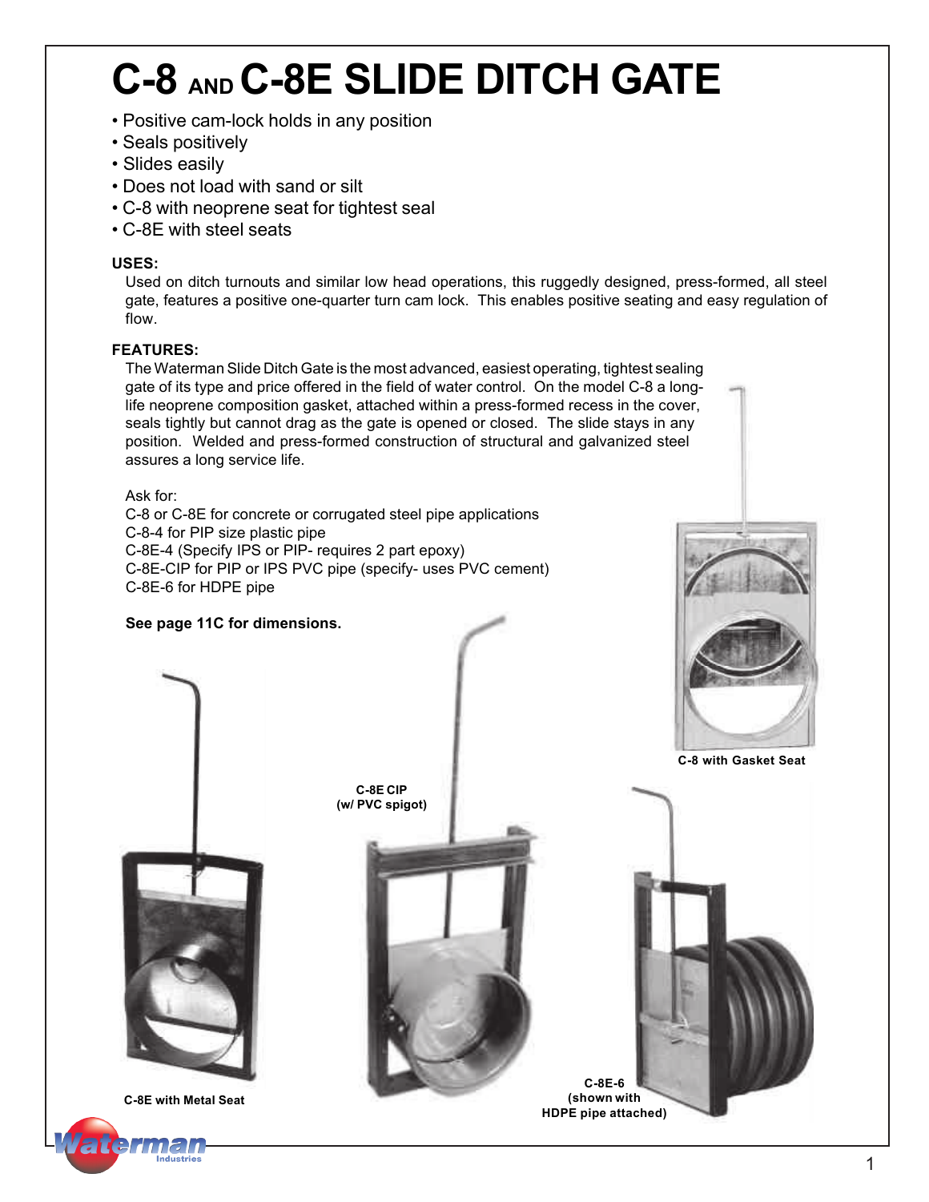# C-8 AND C-8E SLIDE DITCH GATE

- Positive cam-lock holds in any position
- Seals positively
- Slides easily
- Does not load with sand or silt
- C-8 with neoprene seat for tightest seal
- C-8E with steel seats

**USES:**

Used on ditch turnouts and similar low head operations, this ruggedly designed, press-formed, all steel gate, features a positive one-quarter turn cam lock. This enables positive seating and easy regulation of flow.

**FEATURES:**

The Waterman Slide Ditch Gate is the most advanced, easiest operating, tightest sealing gate of its type and price offered in the field of water control. On the model C-8 a long-life neoprene composition gasket, attached within a press-formed recess in the cover, seals tightly but cannot drag as the gate is opened or closed. The slide stays in any position. Welded and press-formed construction of structural and galvanized steel assures a long service life.

Ask for:
C-8 or C-8E for concrete or corrugated steel pipe applications
C-8-4 for PIP size plastic pipe
C-8E-4 (Specify IPS or PIP- requires 2 part epoxy)
C-8E-CIP for PIP or IPS PVC pipe (specify- uses PVC cement)
C-8E-6 for HDPE pipe

**See page 11C for dimensions.**

**C-8 with Gasket Seat**

**C-8E CIP (w/ PVC spigot)**

**C-8E with Metal Seat**

**C-8E-6 (shown with HDPE pipe attached)**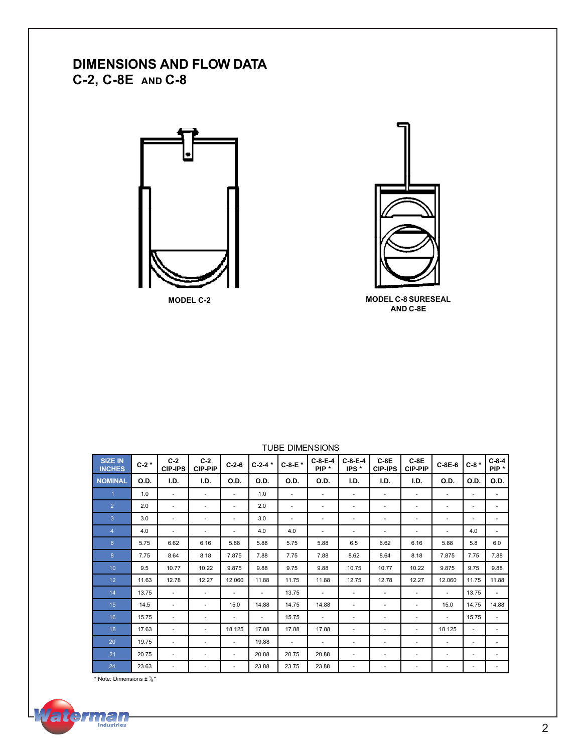# DIMENSIONS AND FLOW DATA
## C-2, C-8E AND C-8

MODEL C-2

MODEL C-8 SURESEAL AND C-8E

TUBE DIMENSIONS

| SIZE IN INCHES | C-2 * | C-2 CIP-IPS | C-2 CIP-PIP | C-2-6 | C-2-4 * | C-8-E * | C-8-E-4 PIP * | C-8-E-4 IPS * | C-8E CIP-IPS | C-8E CIP-PIP | C-8E-6 | C-8 * | C-8-4 PIP * |
|---|---|---|---|---|---|---|---|---|---|---|---|---|---|
| NOMINAL | O.D. | I.D. | I.D. | O.D. | O.D. | O.D. | O.D. | I.D. | I.D. | I.D. | O.D. | O.D. | O.D. |
| 1 | 1.0 | - | - | - | 1.0 | - | - | - | - | - | - | - | - |
| 2 | 2.0 | - | - | - | 2.0 | - | - | - | - | - | - | - | - |
| 3 | 3.0 | - | - | - | 3.0 | - | - | - | - | - | - | - | - |
| 4 | 4.0 | - | - | - | 4.0 | 4.0 | - | - | - | - | - | 4.0 | - |
| 6 | 5.75 | 6.62 | 6.16 | 5.88 | 5.88 | 5.75 | 5.88 | 6.5 | 6.62 | 6.16 | 5.88 | 5.8 | 6.0 |
| 8 | 7.75 | 8.64 | 8.18 | 7.875 | 7.88 | 7.75 | 7.88 | 8.62 | 8.64 | 8.18 | 7.875 | 7.75 | 7.88 |
| 10 | 9.5 | 10.77 | 10.22 | 9.875 | 9.88 | 9.75 | 9.88 | 10.75 | 10.77 | 10.22 | 9.875 | 9.75 | 9.88 |
| 12 | 11.63 | 12.78 | 12.27 | 12.060 | 11.88 | 11.75 | 11.88 | 12.75 | 12.78 | 12.27 | 12.060 | 11.75 | 11.88 |
| 14 | 13.75 | - | - | - | - | 13.75 | - | - | - | - | - | 13.75 | - |
| 15 | 14.5 | - | - | 15.0 | 14.88 | 14.75 | 14.88 | - | - | - | 15.0 | 14.75 | 14.88 |
| 16 | 15.75 | - | - | - | - | 15.75 | - | - | - | - | - | 15.75 | - |
| 18 | 17.63 | - | - | 18.125 | 17.88 | 17.88 | 17.88 | - | - | - | 18.125 | - | - |
| 20 | 19.75 | - | - | - | 19.88 | - | - | - | - | - | - | - | - |
| 21 | 20.75 | - | - | - | 20.88 | 20.75 | 20.88 | - | - | - | - | - | - |
| 24 | 23.63 | - | - | - | 23.88 | 23.75 | 23.88 | - | - | - | - | - | - |

* Note: Dimensions ± $^{1}/_{8}$"

Waterman Industries